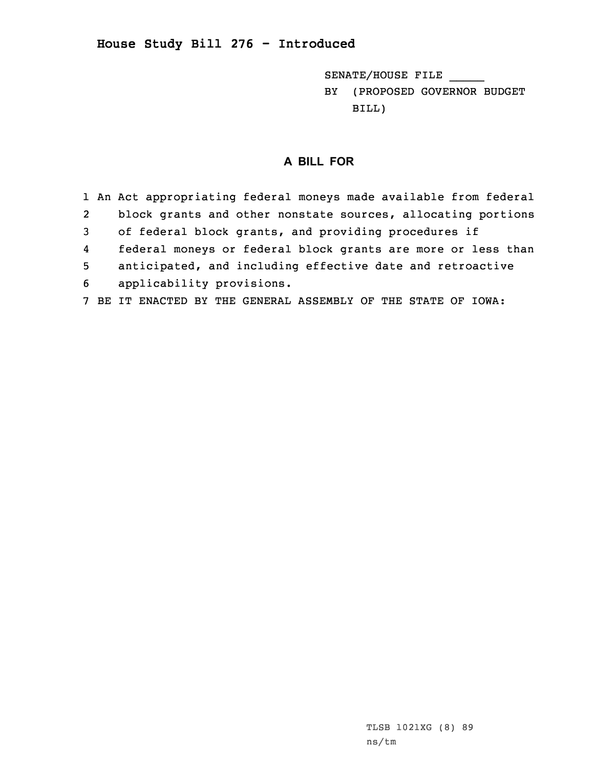# House Study Bill 276 - Introduced

SENATE/HOUSE FILE _____

BY (PROPOSED GOVERNOR BUDGET BILL)

## A BILL FOR

1 An Act appropriating federal moneys made available from federal
2 block grants and other nonstate sources, allocating portions
3 of federal block grants, and providing procedures if
4 federal moneys or federal block grants are more or less than
5 anticipated, and including effective date and retroactive
6 applicability provisions.
7 BE IT ENACTED BY THE GENERAL ASSEMBLY OF THE STATE OF IOWA:

TLSB 1021XG (8) 89
ns/tm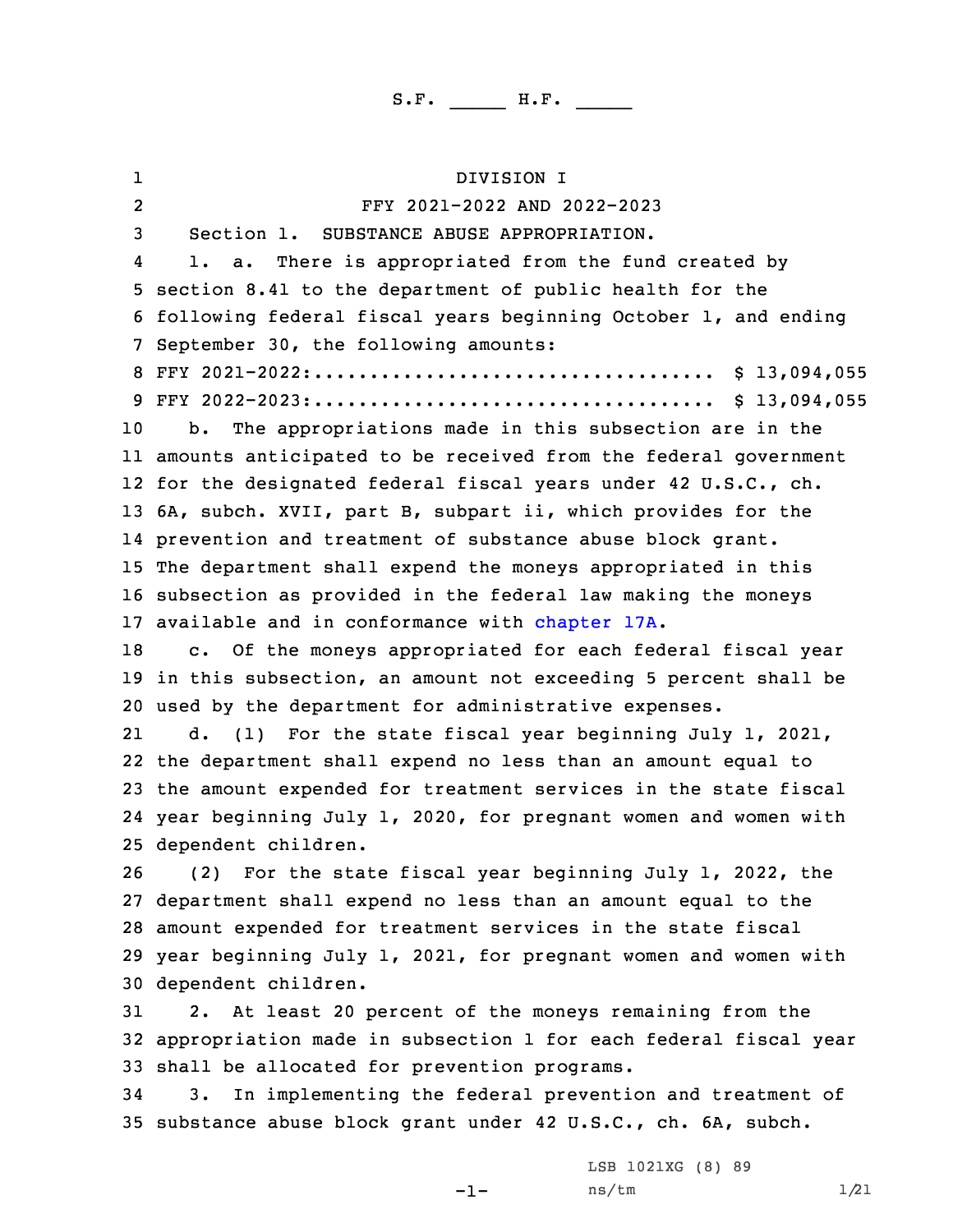S.F. _____ H.F. _____

DIVISION I

FFY 2021-2022 AND 2022-2023

Section 1. SUBSTANCE ABUSE APPROPRIATION.

1. a. There is appropriated from the fund created by section 8.41 to the department of public health for the following federal fiscal years beginning October 1, and ending September 30, the following amounts:

FFY 2021-2022:.................................... $ 13,094,055

FFY 2022-2023:.................................... $ 13,094,055

b. The appropriations made in this subsection are in the amounts anticipated to be received from the federal government for the designated federal fiscal years under 42 U.S.C., ch. 6A, subch. XVII, part B, subpart ii, which provides for the prevention and treatment of substance abuse block grant. The department shall expend the moneys appropriated in this subsection as provided in the federal law making the moneys available and in conformance with chapter 17A.

c. Of the moneys appropriated for each federal fiscal year in this subsection, an amount not exceeding 5 percent shall be used by the department for administrative expenses.

d. (1) For the state fiscal year beginning July 1, 2021, the department shall expend no less than an amount equal to the amount expended for treatment services in the state fiscal year beginning July 1, 2020, for pregnant women and women with dependent children.

(2) For the state fiscal year beginning July 1, 2022, the department shall expend no less than an amount equal to the amount expended for treatment services in the state fiscal year beginning July 1, 2021, for pregnant women and women with dependent children.

2. At least 20 percent of the moneys remaining from the appropriation made in subsection 1 for each federal fiscal year shall be allocated for prevention programs.

3. In implementing the federal prevention and treatment of substance abuse block grant under 42 U.S.C., ch. 6A, subch.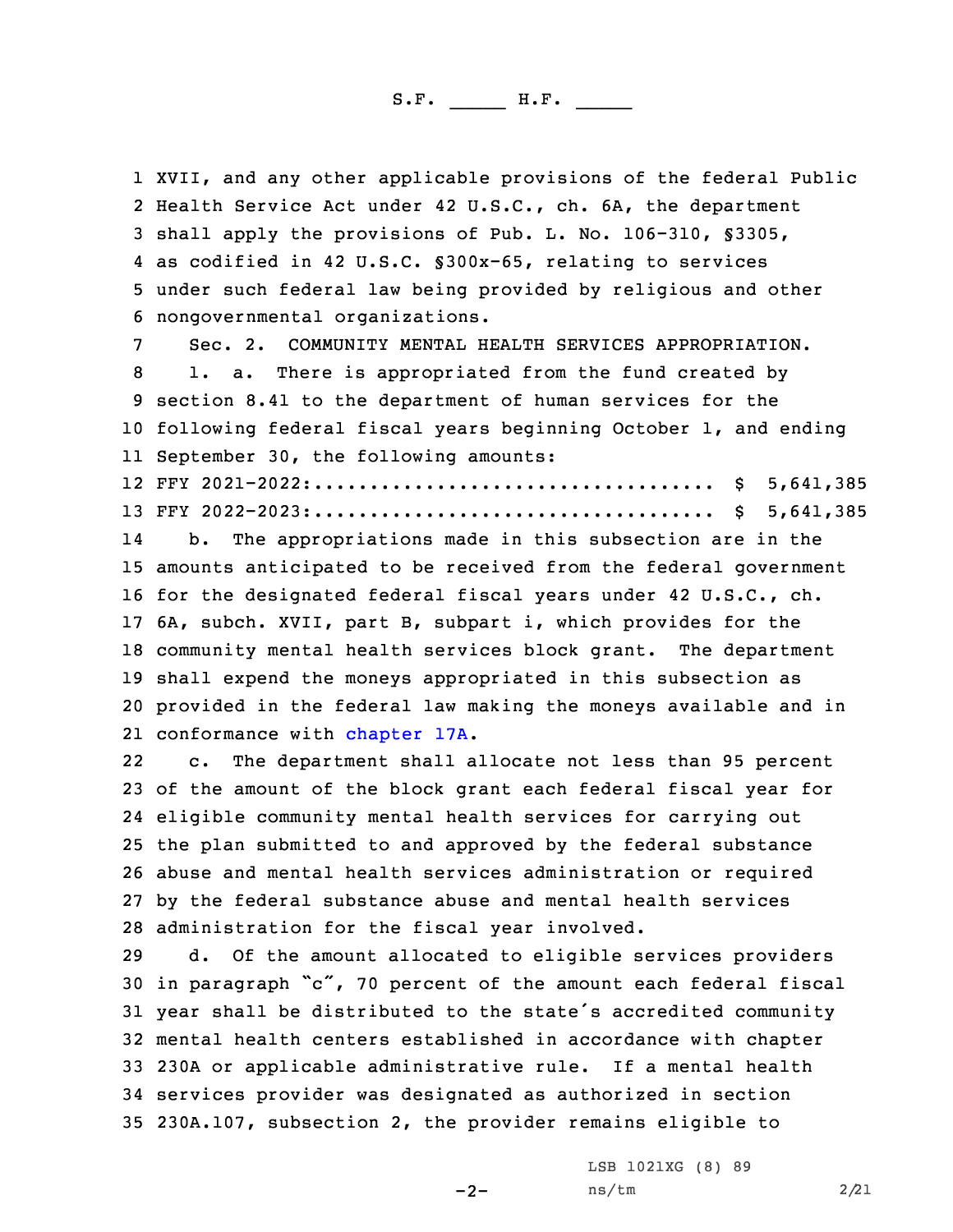XVII, and any other applicable provisions of the federal Public Health Service Act under 42 U.S.C., ch. 6A, the department shall apply the provisions of Pub. L. No. 106-310, §3305, as codified in 42 U.S.C. §300x-65, relating to services under such federal law being provided by religious and other nongovernmental organizations.

Sec. 2. COMMUNITY MENTAL HEALTH SERVICES APPROPRIATION.

1. a. There is appropriated from the fund created by section 8.41 to the department of human services for the following federal fiscal years beginning October 1, and ending September 30, the following amounts:

FFY 2021-2022:.................................. $ 5,641,385

FFY 2022-2023:.................................. $ 5,641,385

b. The appropriations made in this subsection are in the amounts anticipated to be received from the federal government for the designated federal fiscal years under 42 U.S.C., ch. 6A, subch. XVII, part B, subpart i, which provides for the community mental health services block grant. The department shall expend the moneys appropriated in this subsection as provided in the federal law making the moneys available and in conformance with chapter 17A.

c. The department shall allocate not less than 95 percent of the amount of the block grant each federal fiscal year for eligible community mental health services for carrying out the plan submitted to and approved by the federal substance abuse and mental health services administration or required by the federal substance abuse and mental health services administration for the fiscal year involved.

d. Of the amount allocated to eligible services providers in paragraph "c", 70 percent of the amount each federal fiscal year shall be distributed to the state's accredited community mental health centers established in accordance with chapter 230A or applicable administrative rule. If a mental health services provider was designated as authorized in section 230A.107, subsection 2, the provider remains eligible to

LSB 1021XG (8) 89
ns/tm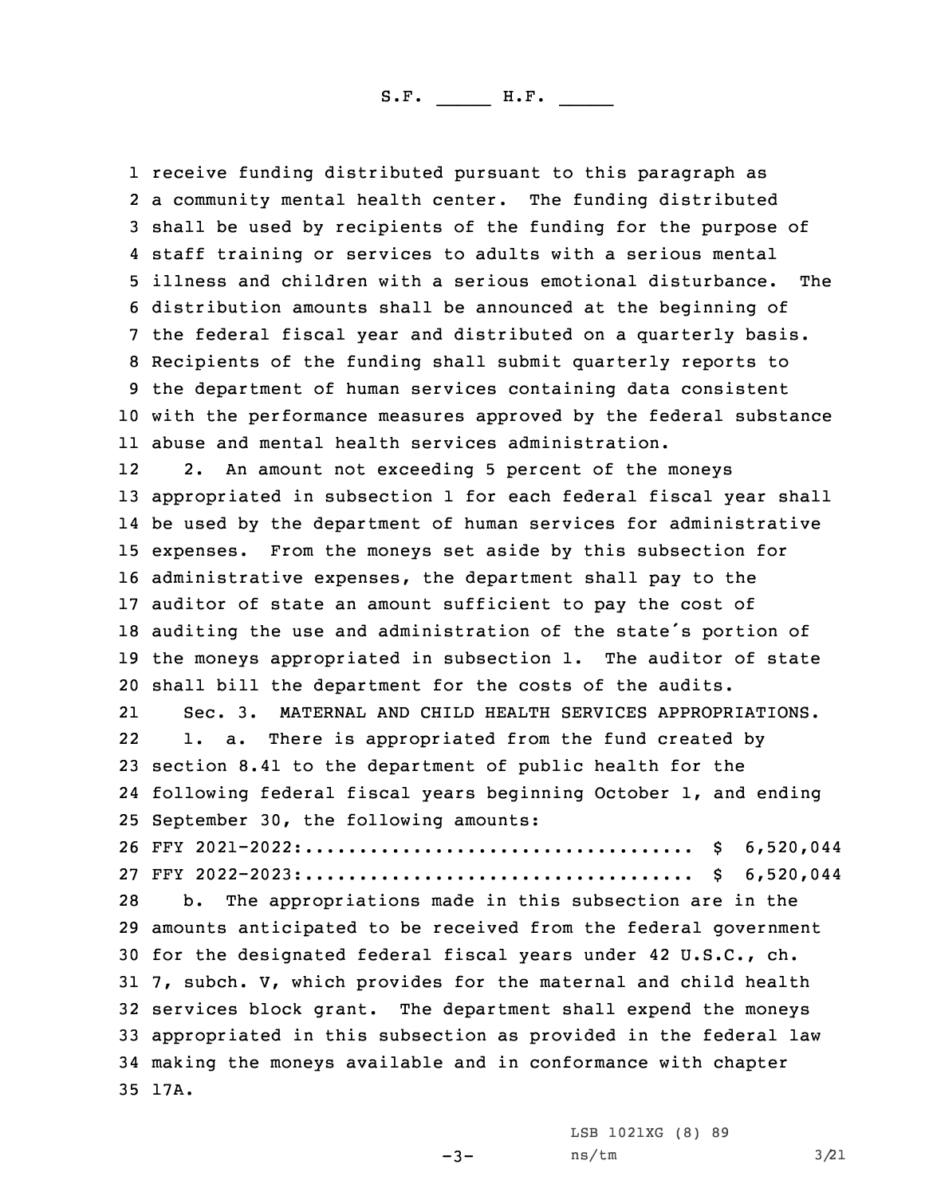receive funding distributed pursuant to this paragraph as a community mental health center. The funding distributed shall be used by recipients of the funding for the purpose of staff training or services to adults with a serious mental illness and children with a serious emotional disturbance. The distribution amounts shall be announced at the beginning of the federal fiscal year and distributed on a quarterly basis. Recipients of the funding shall submit quarterly reports to the department of human services containing data consistent with the performance measures approved by the federal substance abuse and mental health services administration.

2. An amount not exceeding 5 percent of the moneys appropriated in subsection 1 for each federal fiscal year shall be used by the department of human services for administrative expenses. From the moneys set aside by this subsection for administrative expenses, the department shall pay to the auditor of state an amount sufficient to pay the cost of auditing the use and administration of the state's portion of the moneys appropriated in subsection 1. The auditor of state shall bill the department for the costs of the audits.

Sec. 3. MATERNAL AND CHILD HEALTH SERVICES APPROPRIATIONS.

1. a. There is appropriated from the fund created by section 8.41 to the department of public health for the following federal fiscal years beginning October 1, and ending September 30, the following amounts:

FFY 2021-2022:.................................. $ 6,520,044
FFY 2022-2023:.................................. $ 6,520,044

b. The appropriations made in this subsection are in the amounts anticipated to be received from the federal government for the designated federal fiscal years under 42 U.S.C., ch. 7, subch. V, which provides for the maternal and child health services block grant. The department shall expend the moneys appropriated in this subsection as provided in the federal law making the moneys available and in conformance with chapter 17A.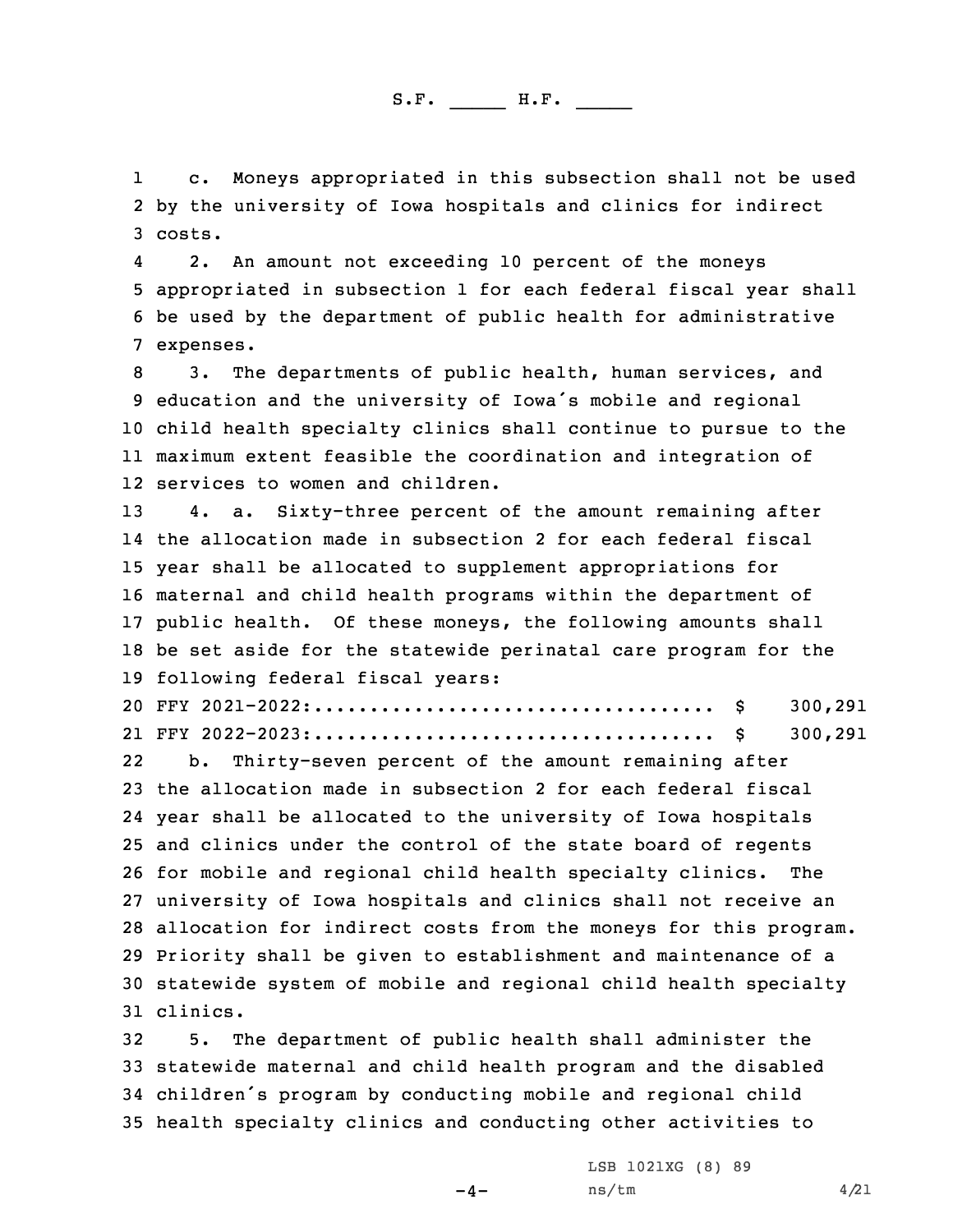c. Moneys appropriated in this subsection shall not be used by the university of Iowa hospitals and clinics for indirect costs.

2. An amount not exceeding 10 percent of the moneys appropriated in subsection 1 for each federal fiscal year shall be used by the department of public health for administrative expenses.

3. The departments of public health, human services, and education and the university of Iowa's mobile and regional child health specialty clinics shall continue to pursue to the maximum extent feasible the coordination and integration of services to women and children.

4. a. Sixty-three percent of the amount remaining after the allocation made in subsection 2 for each federal fiscal year shall be allocated to supplement appropriations for maternal and child health programs within the department of public health. Of these moneys, the following amounts shall be set aside for the statewide perinatal care program for the following federal fiscal years:

FFY 2021-2022:.................................... $ 300,291
FFY 2022-2023:.................................... $ 300,291

b. Thirty-seven percent of the amount remaining after the allocation made in subsection 2 for each federal fiscal year shall be allocated to the university of Iowa hospitals and clinics under the control of the state board of regents for mobile and regional child health specialty clinics. The university of Iowa hospitals and clinics shall not receive an allocation for indirect costs from the moneys for this program. Priority shall be given to establishment and maintenance of a statewide system of mobile and regional child health specialty clinics.

5. The department of public health shall administer the statewide maternal and child health program and the disabled children's program by conducting mobile and regional child health specialty clinics and conducting other activities to

LSB 1021XG (8) 89
ns/tm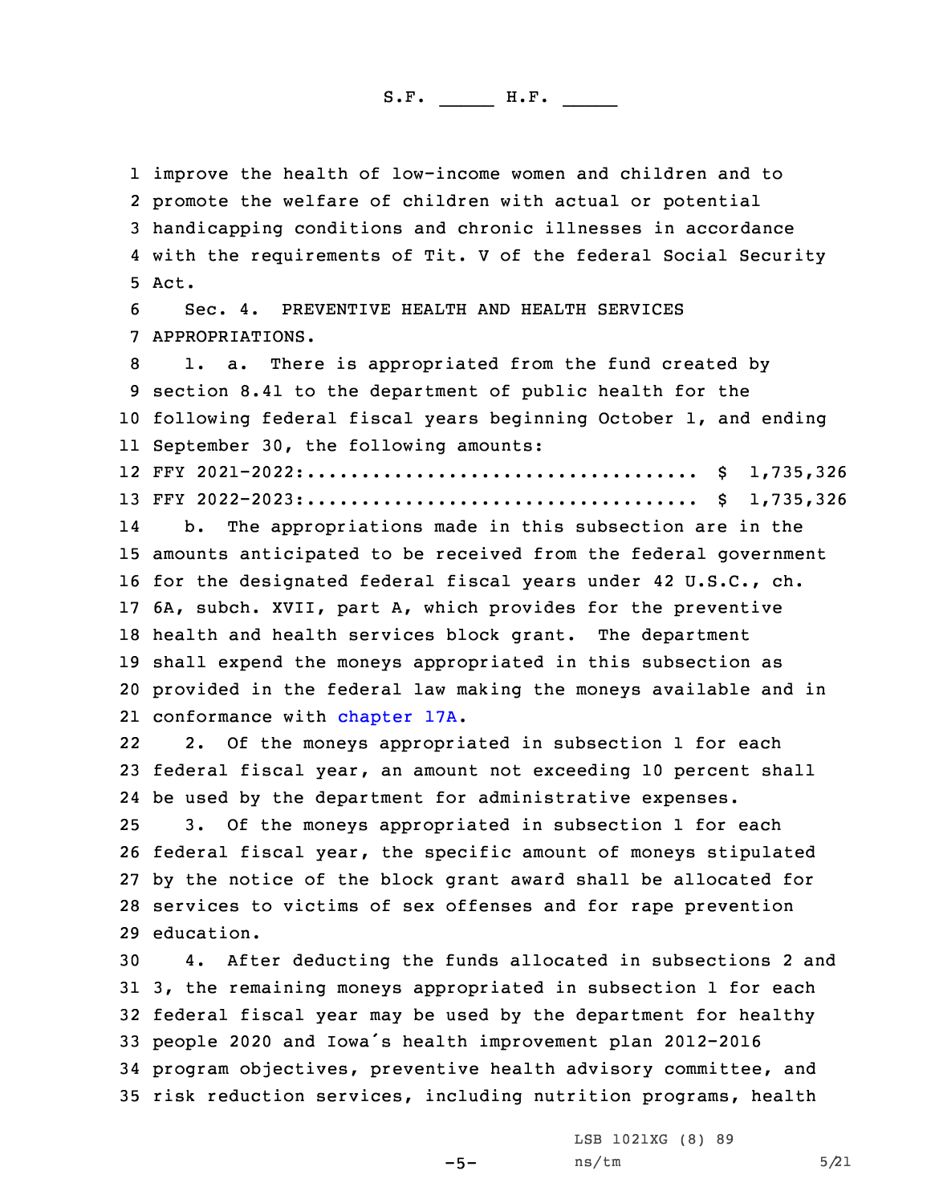improve the health of low-income women and children and to promote the welfare of children with actual or potential handicapping conditions and chronic illnesses in accordance with the requirements of Tit. V of the federal Social Security Act.

Sec. 4. PREVENTIVE HEALTH AND HEALTH SERVICES APPROPRIATIONS.

1. a. There is appropriated from the fund created by section 8.41 to the department of public health for the following federal fiscal years beginning October 1, and ending September 30, the following amounts:

FFY 2021-2022:.................................... $ 1,735,326
FFY 2022-2023:.................................... $ 1,735,326

b. The appropriations made in this subsection are in the amounts anticipated to be received from the federal government for the designated federal fiscal years under 42 U.S.C., ch. 6A, subch. XVII, part A, which provides for the preventive health and health services block grant. The department shall expend the moneys appropriated in this subsection as provided in the federal law making the moneys available and in conformance with chapter 17A.

2. Of the moneys appropriated in subsection 1 for each federal fiscal year, an amount not exceeding 10 percent shall be used by the department for administrative expenses.

3. Of the moneys appropriated in subsection 1 for each federal fiscal year, the specific amount of moneys stipulated by the notice of the block grant award shall be allocated for services to victims of sex offenses and for rape prevention education.

4. After deducting the funds allocated in subsections 2 and 3, the remaining moneys appropriated in subsection 1 for each federal fiscal year may be used by the department for healthy people 2020 and Iowa´s health improvement plan 2012-2016 program objectives, preventive health advisory committee, and risk reduction services, including nutrition programs, health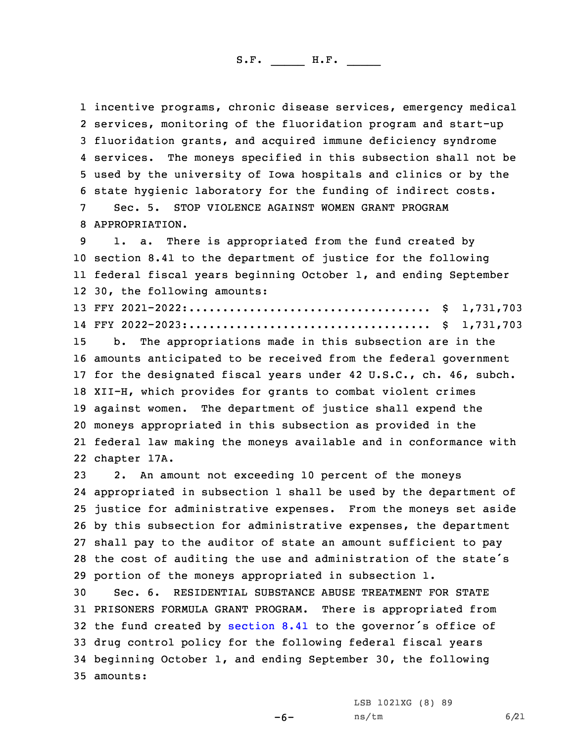incentive programs, chronic disease services, emergency medical services, monitoring of the fluoridation program and start-up fluoridation grants, and acquired immune deficiency syndrome services. The moneys specified in this subsection shall not be used by the university of Iowa hospitals and clinics or by the state hygienic laboratory for the funding of indirect costs.

Sec. 5. STOP VIOLENCE AGAINST WOMEN GRANT PROGRAM APPROPRIATION.

1. a. There is appropriated from the fund created by section 8.41 to the department of justice for the following federal fiscal years beginning October 1, and ending September 30, the following amounts:

FFY 2021-2022:.................................. $ 1,731,703
FFY 2022-2023:.................................. $ 1,731,703

b. The appropriations made in this subsection are in the amounts anticipated to be received from the federal government for the designated fiscal years under 42 U.S.C., ch. 46, subch. XII-H, which provides for grants to combat violent crimes against women. The department of justice shall expend the moneys appropriated in this subsection as provided in the federal law making the moneys available and in conformance with chapter 17A.

2. An amount not exceeding 10 percent of the moneys appropriated in subsection 1 shall be used by the department of justice for administrative expenses. From the moneys set aside by this subsection for administrative expenses, the department shall pay to the auditor of state an amount sufficient to pay the cost of auditing the use and administration of the state's portion of the moneys appropriated in subsection 1.

Sec. 6. RESIDENTIAL SUBSTANCE ABUSE TREATMENT FOR STATE PRISONERS FORMULA GRANT PROGRAM. There is appropriated from the fund created by section 8.41 to the governor's office of drug control policy for the following federal fiscal years beginning October 1, and ending September 30, the following amounts: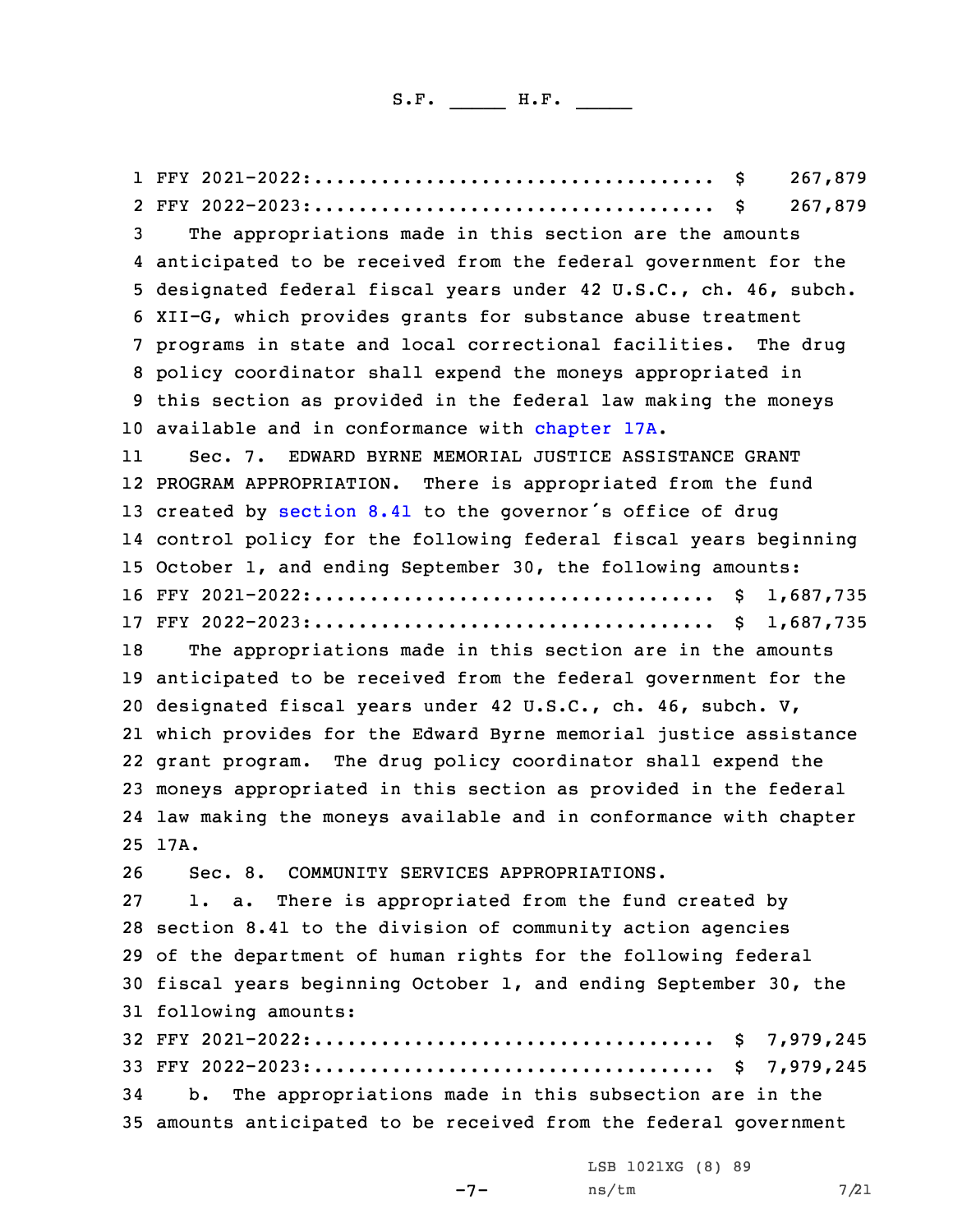FFY 2021-2022:.................................. $ 267,879
FFY 2022-2023:.................................. $ 267,879

The appropriations made in this section are the amounts anticipated to be received from the federal government for the designated federal fiscal years under 42 U.S.C., ch. 46, subch. XII-G, which provides grants for substance abuse treatment programs in state and local correctional facilities. The drug policy coordinator shall expend the moneys appropriated in this section as provided in the federal law making the moneys available and in conformance with chapter 17A.

Sec. 7. EDWARD BYRNE MEMORIAL JUSTICE ASSISTANCE GRANT PROGRAM APPROPRIATION. There is appropriated from the fund created by section 8.41 to the governor's office of drug control policy for the following federal fiscal years beginning October 1, and ending September 30, the following amounts:

FFY 2021-2022:.................................. $ 1,687,735
FFY 2022-2023:.................................. $ 1,687,735

The appropriations made in this section are in the amounts anticipated to be received from the federal government for the designated fiscal years under 42 U.S.C., ch. 46, subch. V, which provides for the Edward Byrne memorial justice assistance grant program. The drug policy coordinator shall expend the moneys appropriated in this section as provided in the federal law making the moneys available and in conformance with chapter 17A.

Sec. 8. COMMUNITY SERVICES APPROPRIATIONS.

1. a. There is appropriated from the fund created by section 8.41 to the division of community action agencies of the department of human rights for the following federal fiscal years beginning October 1, and ending September 30, the following amounts:

FFY 2021-2022:.................................. $ 7,979,245
FFY 2022-2023:.................................. $ 7,979,245

b. The appropriations made in this subsection are in the amounts anticipated to be received from the federal government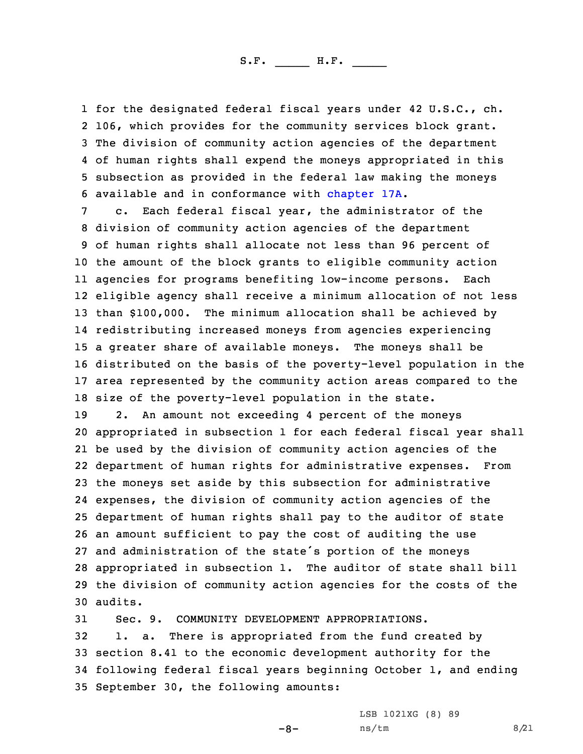for the designated federal fiscal years under 42 U.S.C., ch. 106, which provides for the community services block grant. The division of community action agencies of the department of human rights shall expend the moneys appropriated in this subsection as provided in the federal law making the moneys available and in conformance with chapter 17A.

c. Each federal fiscal year, the administrator of the division of community action agencies of the department of human rights shall allocate not less than 96 percent of the amount of the block grants to eligible community action agencies for programs benefiting low-income persons. Each eligible agency shall receive a minimum allocation of not less than $100,000. The minimum allocation shall be achieved by redistributing increased moneys from agencies experiencing a greater share of available moneys. The moneys shall be distributed on the basis of the poverty-level population in the area represented by the community action areas compared to the size of the poverty-level population in the state.

2. An amount not exceeding 4 percent of the moneys appropriated in subsection 1 for each federal fiscal year shall be used by the division of community action agencies of the department of human rights for administrative expenses. From the moneys set aside by this subsection for administrative expenses, the division of community action agencies of the department of human rights shall pay to the auditor of state an amount sufficient to pay the cost of auditing the use and administration of the state's portion of the moneys appropriated in subsection 1. The auditor of state shall bill the division of community action agencies for the costs of the audits.

Sec. 9. COMMUNITY DEVELOPMENT APPROPRIATIONS.

1. a. There is appropriated from the fund created by section 8.41 to the economic development authority for the following federal fiscal years beginning October 1, and ending September 30, the following amounts:

LSB 1021XG (8) 89
ns/tm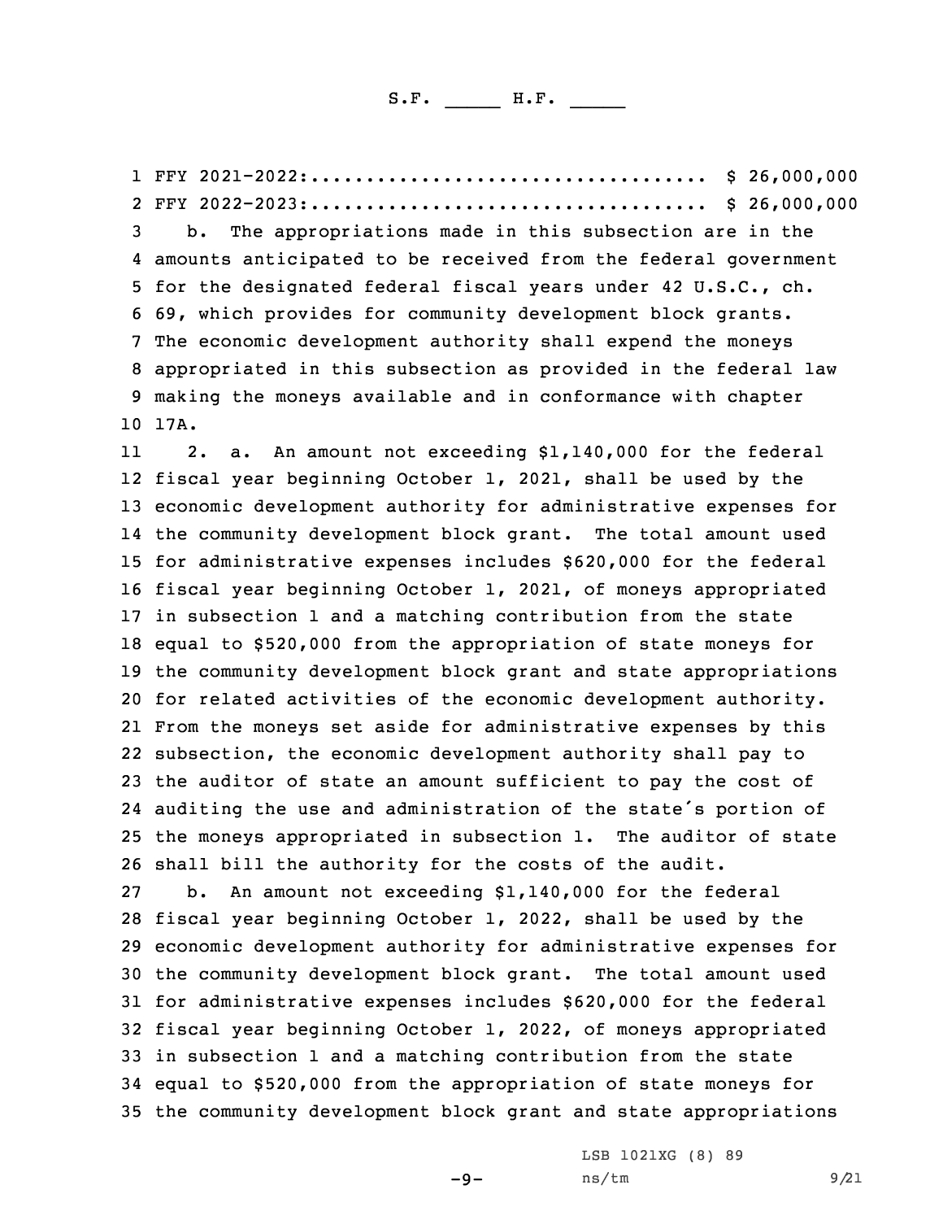FFY 2021-2022:.................................. $ 26,000,000
FFY 2022-2023:.................................. $ 26,000,000

b. The appropriations made in this subsection are in the amounts anticipated to be received from the federal government for the designated federal fiscal years under 42 U.S.C., ch. 69, which provides for community development block grants. The economic development authority shall expend the moneys appropriated in this subsection as provided in the federal law making the moneys available and in conformance with chapter 17A.

2. a. An amount not exceeding $1,140,000 for the federal fiscal year beginning October 1, 2021, shall be used by the economic development authority for administrative expenses for the community development block grant. The total amount used for administrative expenses includes $620,000 for the federal fiscal year beginning October 1, 2021, of moneys appropriated in subsection 1 and a matching contribution from the state equal to $520,000 from the appropriation of state moneys for the community development block grant and state appropriations for related activities of the economic development authority. From the moneys set aside for administrative expenses by this subsection, the economic development authority shall pay to the auditor of state an amount sufficient to pay the cost of auditing the use and administration of the state's portion of the moneys appropriated in subsection 1. The auditor of state shall bill the authority for the costs of the audit.

b. An amount not exceeding $1,140,000 for the federal fiscal year beginning October 1, 2022, shall be used by the economic development authority for administrative expenses for the community development block grant. The total amount used for administrative expenses includes $620,000 for the federal fiscal year beginning October 1, 2022, of moneys appropriated in subsection 1 and a matching contribution from the state equal to $520,000 from the appropriation of state moneys for the community development block grant and state appropriations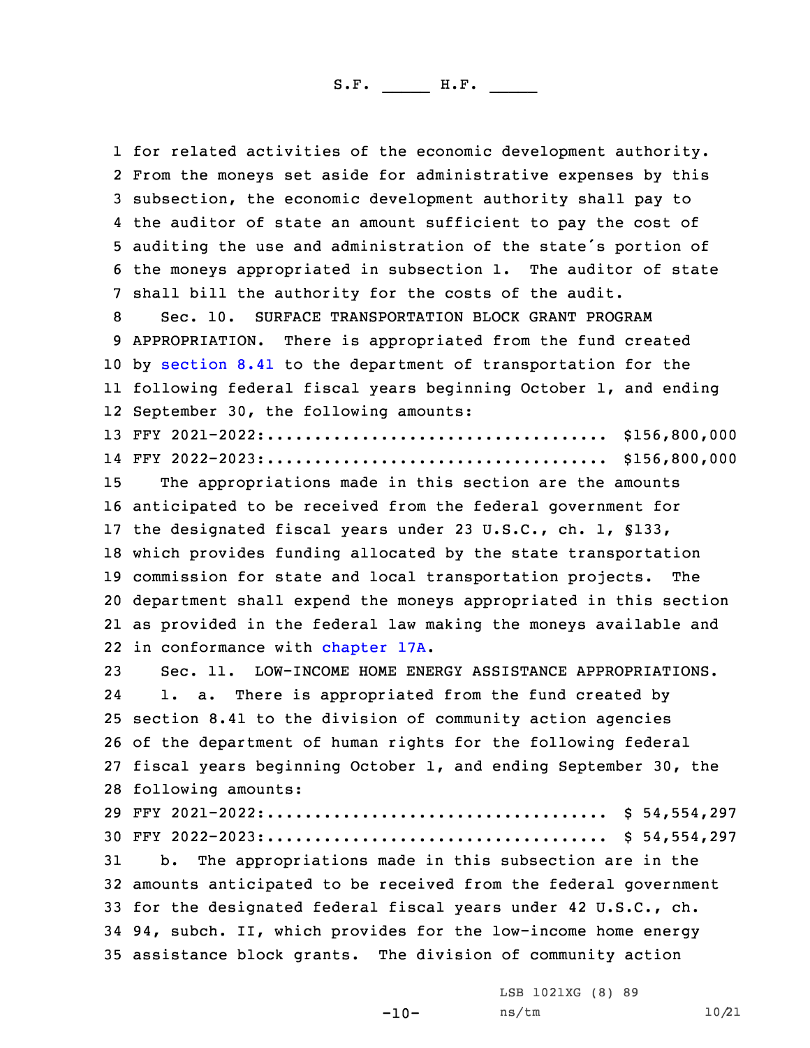for related activities of the economic development authority. From the moneys set aside for administrative expenses by this subsection, the economic development authority shall pay to the auditor of state an amount sufficient to pay the cost of auditing the use and administration of the state's portion of the moneys appropriated in subsection 1. The auditor of state shall bill the authority for the costs of the audit.

Sec. 10. SURFACE TRANSPORTATION BLOCK GRANT PROGRAM APPROPRIATION. There is appropriated from the fund created by section 8.41 to the department of transportation for the following federal fiscal years beginning October 1, and ending September 30, the following amounts:

FFY 2021-2022:.................................. $156,800,000
FFY 2022-2023:.................................. $156,800,000

The appropriations made in this section are the amounts anticipated to be received from the federal government for the designated fiscal years under 23 U.S.C., ch. 1, §133, which provides funding allocated by the state transportation commission for state and local transportation projects. The department shall expend the moneys appropriated in this section as provided in the federal law making the moneys available and in conformance with chapter 17A.

Sec. 11. LOW-INCOME HOME ENERGY ASSISTANCE APPROPRIATIONS.

1. a. There is appropriated from the fund created by section 8.41 to the division of community action agencies of the department of human rights for the following federal fiscal years beginning October 1, and ending September 30, the following amounts:

FFY 2021-2022:.................................. $ 54,554,297
FFY 2022-2023:.................................. $ 54,554,297

b. The appropriations made in this subsection are in the amounts anticipated to be received from the federal government for the designated federal fiscal years under 42 U.S.C., ch. 94, subch. II, which provides for the low-income home energy assistance block grants. The division of community action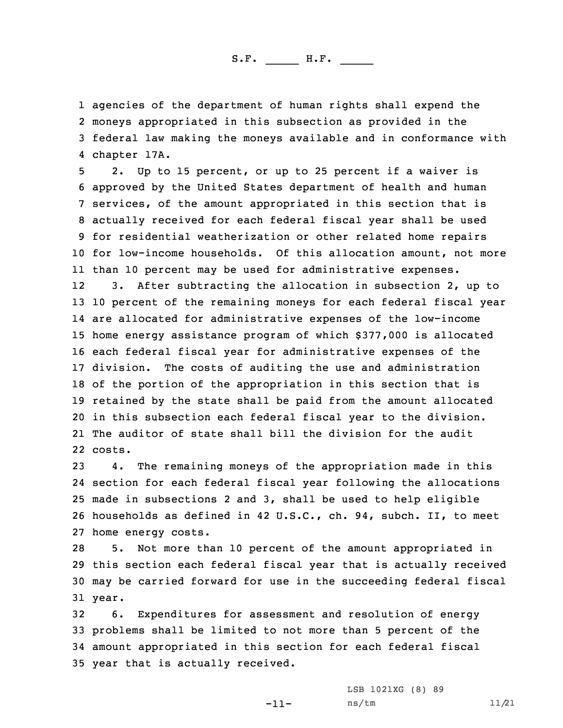agencies of the department of human rights shall expend the moneys appropriated in this subsection as provided in the federal law making the moneys available and in conformance with chapter 17A.

2. Up to 15 percent, or up to 25 percent if a waiver is approved by the United States department of health and human services, of the amount appropriated in this section that is actually received for each federal fiscal year shall be used for residential weatherization or other related home repairs for low-income households. Of this allocation amount, not more than 10 percent may be used for administrative expenses.

3. After subtracting the allocation in subsection 2, up to 10 percent of the remaining moneys for each federal fiscal year are allocated for administrative expenses of the low-income home energy assistance program of which $377,000 is allocated each federal fiscal year for administrative expenses of the division. The costs of auditing the use and administration of the portion of the appropriation in this section that is retained by the state shall be paid from the amount allocated in this subsection each federal fiscal year to the division. The auditor of state shall bill the division for the audit costs.

4. The remaining moneys of the appropriation made in this section for each federal fiscal year following the allocations made in subsections 2 and 3, shall be used to help eligible households as defined in 42 U.S.C., ch. 94, subch. II, to meet home energy costs.

5. Not more than 10 percent of the amount appropriated in this section each federal fiscal year that is actually received may be carried forward for use in the succeeding federal fiscal year.

6. Expenditures for assessment and resolution of energy problems shall be limited to not more than 5 percent of the amount appropriated in this section for each federal fiscal year that is actually received.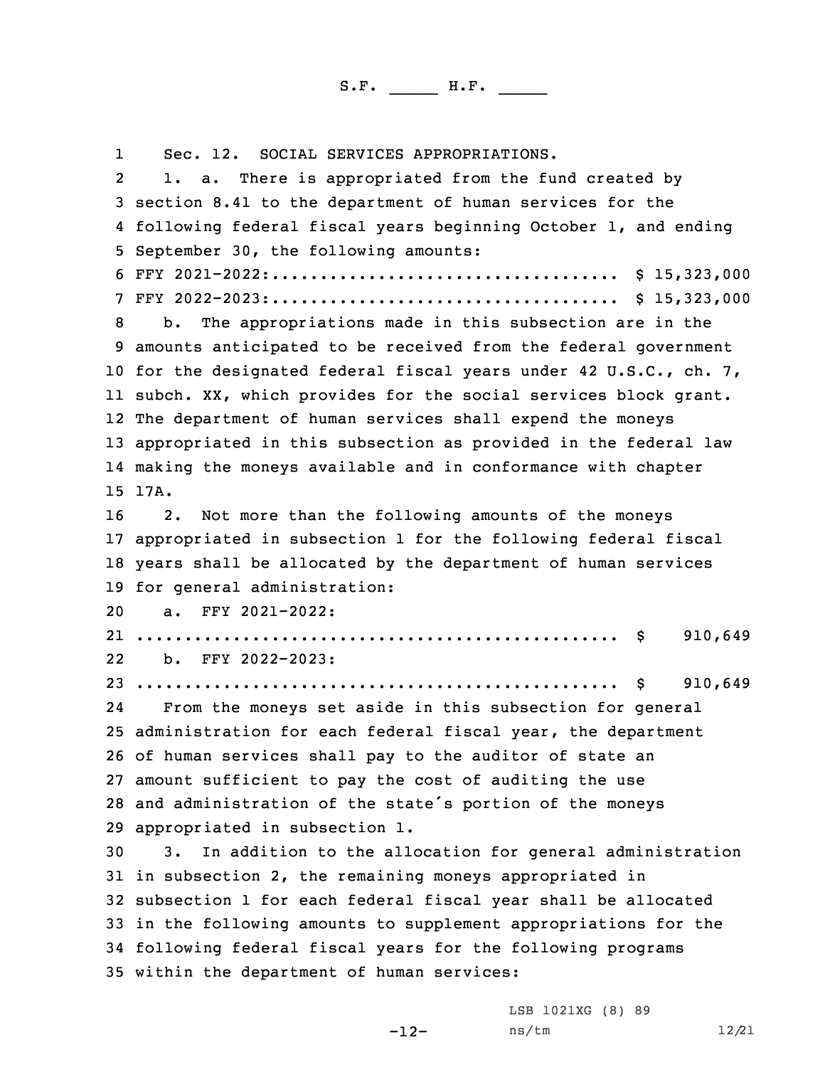Sec. 12. SOCIAL SERVICES APPROPRIATIONS.

1. a. There is appropriated from the fund created by section 8.41 to the department of human services for the following federal fiscal years beginning October 1, and ending September 30, the following amounts:

FFY 2021-2022:.................................. $ 15,323,000
FFY 2022-2023:.................................. $ 15,323,000

b. The appropriations made in this subsection are in the amounts anticipated to be received from the federal government for the designated federal fiscal years under 42 U.S.C., ch. 7, subch. XX, which provides for the social services block grant. The department of human services shall expend the moneys appropriated in this subsection as provided in the federal law making the moneys available and in conformance with chapter 17A.

2. Not more than the following amounts of the moneys appropriated in subsection 1 for the following federal fiscal years shall be allocated by the department of human services for general administration:

a. FFY 2021-2022:
.................................................. $ 910,649

b. FFY 2022-2023:
.................................................. $ 910,649

From the moneys set aside in this subsection for general administration for each federal fiscal year, the department of human services shall pay to the auditor of state an amount sufficient to pay the cost of auditing the use and administration of the state's portion of the moneys appropriated in subsection 1.

3. In addition to the allocation for general administration in subsection 2, the remaining moneys appropriated in subsection 1 for each federal fiscal year shall be allocated in the following amounts to supplement appropriations for the following federal fiscal years for the following programs within the department of human services: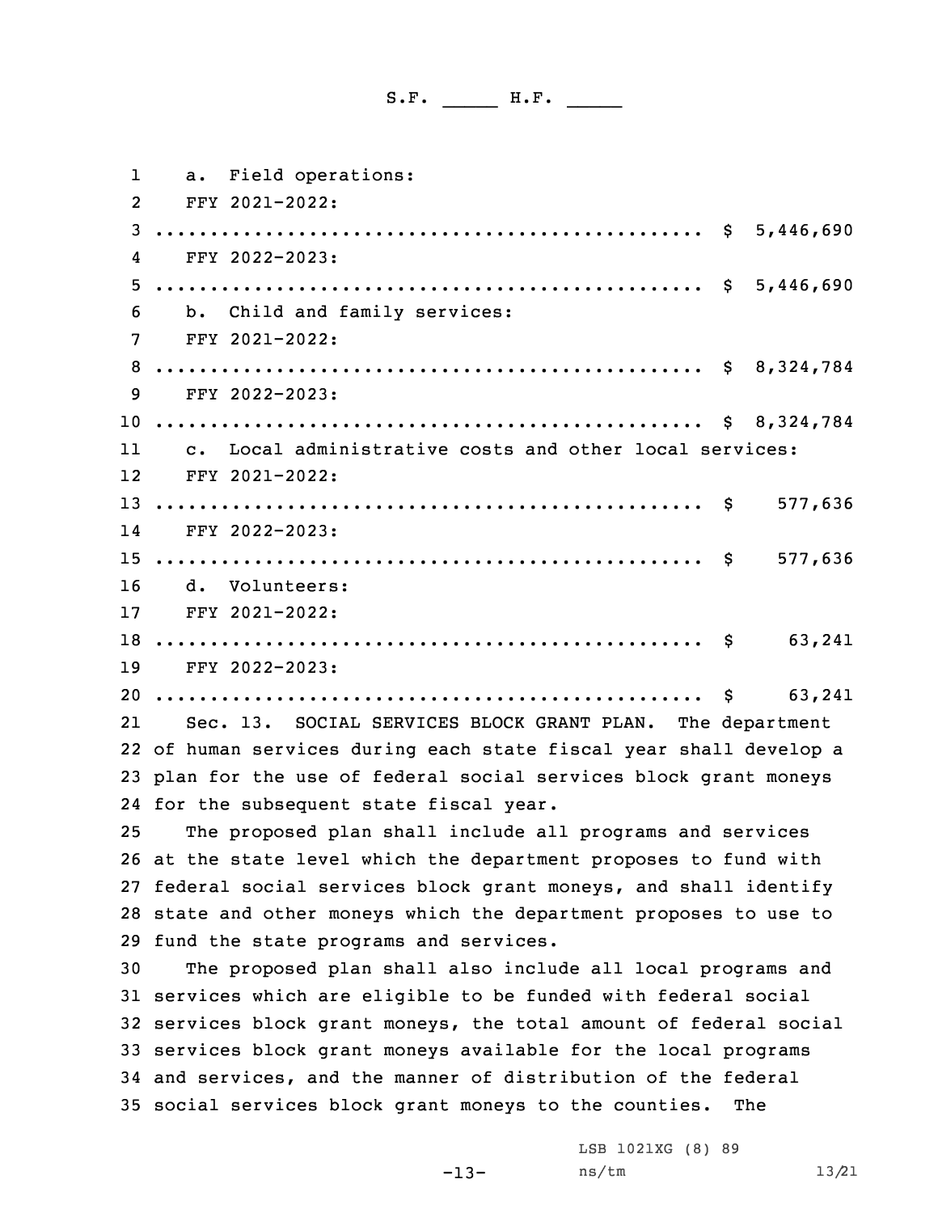a. Field operations:

FFY 2021-2022:

.................................................. $ 5,446,690

FFY 2022-2023:

.................................................. $ 5,446,690

b. Child and family services:

FFY 2021-2022:

.................................................. $ 8,324,784

FFY 2022-2023:

.................................................. $ 8,324,784

c. Local administrative costs and other local services:

FFY 2021-2022:

.................................................. $ 577,636

FFY 2022-2023:

.................................................. $ 577,636

d. Volunteers:

FFY 2021-2022:

.................................................. $ 63,241

FFY 2022-2023:

.................................................. $ 63,241

Sec. 13. SOCIAL SERVICES BLOCK GRANT PLAN. The department of human services during each state fiscal year shall develop a plan for the use of federal social services block grant moneys for the subsequent state fiscal year.

The proposed plan shall include all programs and services at the state level which the department proposes to fund with federal social services block grant moneys, and shall identify state and other moneys which the department proposes to use to fund the state programs and services.

The proposed plan shall also include all local programs and services which are eligible to be funded with federal social services block grant moneys, the total amount of federal social services block grant moneys available for the local programs and services, and the manner of distribution of the federal social services block grant moneys to the counties. The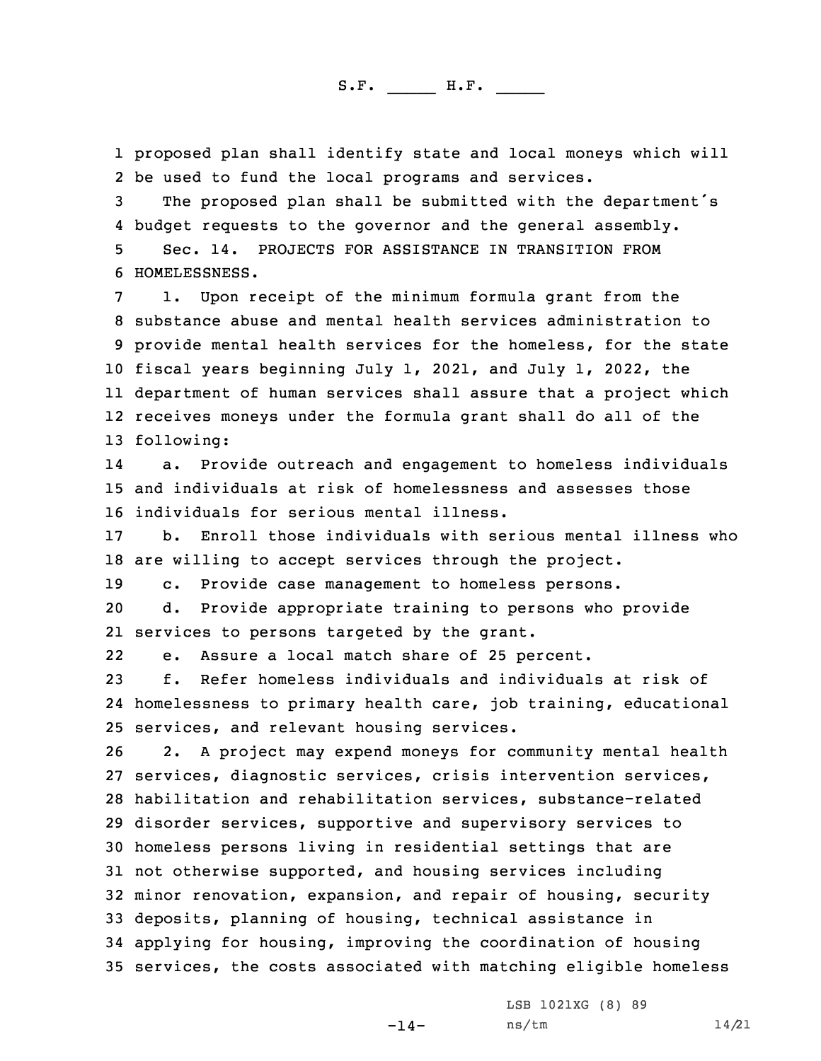proposed plan shall identify state and local moneys which will be used to fund the local programs and services.

The proposed plan shall be submitted with the department's budget requests to the governor and the general assembly.

Sec. 14. PROJECTS FOR ASSISTANCE IN TRANSITION FROM HOMELESSNESS.

1. Upon receipt of the minimum formula grant from the substance abuse and mental health services administration to provide mental health services for the homeless, for the state fiscal years beginning July 1, 2021, and July 1, 2022, the department of human services shall assure that a project which receives moneys under the formula grant shall do all of the following:

a. Provide outreach and engagement to homeless individuals and individuals at risk of homelessness and assesses those individuals for serious mental illness.

b. Enroll those individuals with serious mental illness who are willing to accept services through the project.

c. Provide case management to homeless persons.

d. Provide appropriate training to persons who provide services to persons targeted by the grant.

e. Assure a local match share of 25 percent.

f. Refer homeless individuals and individuals at risk of homelessness to primary health care, job training, educational services, and relevant housing services.

2. A project may expend moneys for community mental health services, diagnostic services, crisis intervention services, habilitation and rehabilitation services, substance-related disorder services, supportive and supervisory services to homeless persons living in residential settings that are not otherwise supported, and housing services including minor renovation, expansion, and repair of housing, security deposits, planning of housing, technical assistance in applying for housing, improving the coordination of housing services, the costs associated with matching eligible homeless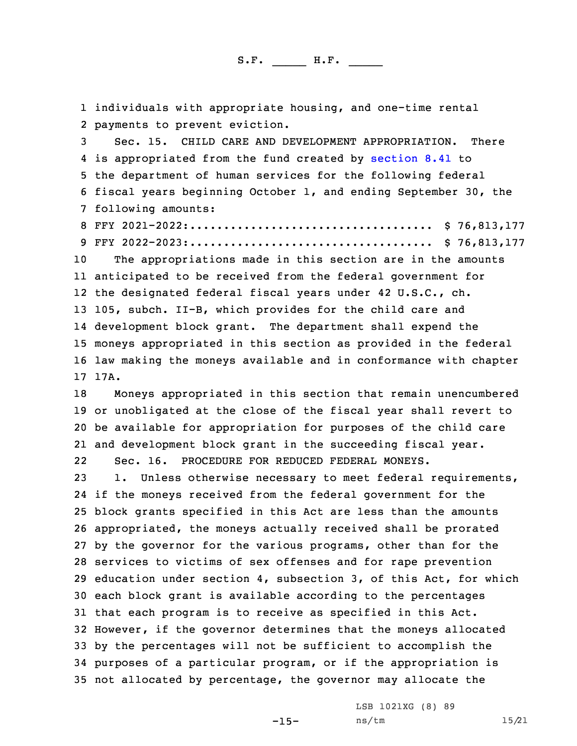individuals with appropriate housing, and one-time rental payments to prevent eviction.

Sec. 15. CHILD CARE AND DEVELOPMENT APPROPRIATION. There is appropriated from the fund created by section 8.41 to the department of human services for the following federal fiscal years beginning October 1, and ending September 30, the following amounts:

FFY 2021-2022:.................................. $ 76,813,177

FFY 2022-2023:.................................. $ 76,813,177

The appropriations made in this section are in the amounts anticipated to be received from the federal government for the designated federal fiscal years under 42 U.S.C., ch. 105, subch. II-B, which provides for the child care and development block grant. The department shall expend the moneys appropriated in this section as provided in the federal law making the moneys available and in conformance with chapter 17A.

Moneys appropriated in this section that remain unencumbered or unobligated at the close of the fiscal year shall revert to be available for appropriation for purposes of the child care and development block grant in the succeeding fiscal year.

Sec. 16. PROCEDURE FOR REDUCED FEDERAL MONEYS.

1. Unless otherwise necessary to meet federal requirements, if the moneys received from the federal government for the block grants specified in this Act are less than the amounts appropriated, the moneys actually received shall be prorated by the governor for the various programs, other than for the services to victims of sex offenses and for rape prevention education under section 4, subsection 3, of this Act, for which each block grant is available according to the percentages that each program is to receive as specified in this Act. However, if the governor determines that the moneys allocated by the percentages will not be sufficient to accomplish the purposes of a particular program, or if the appropriation is not allocated by percentage, the governor may allocate the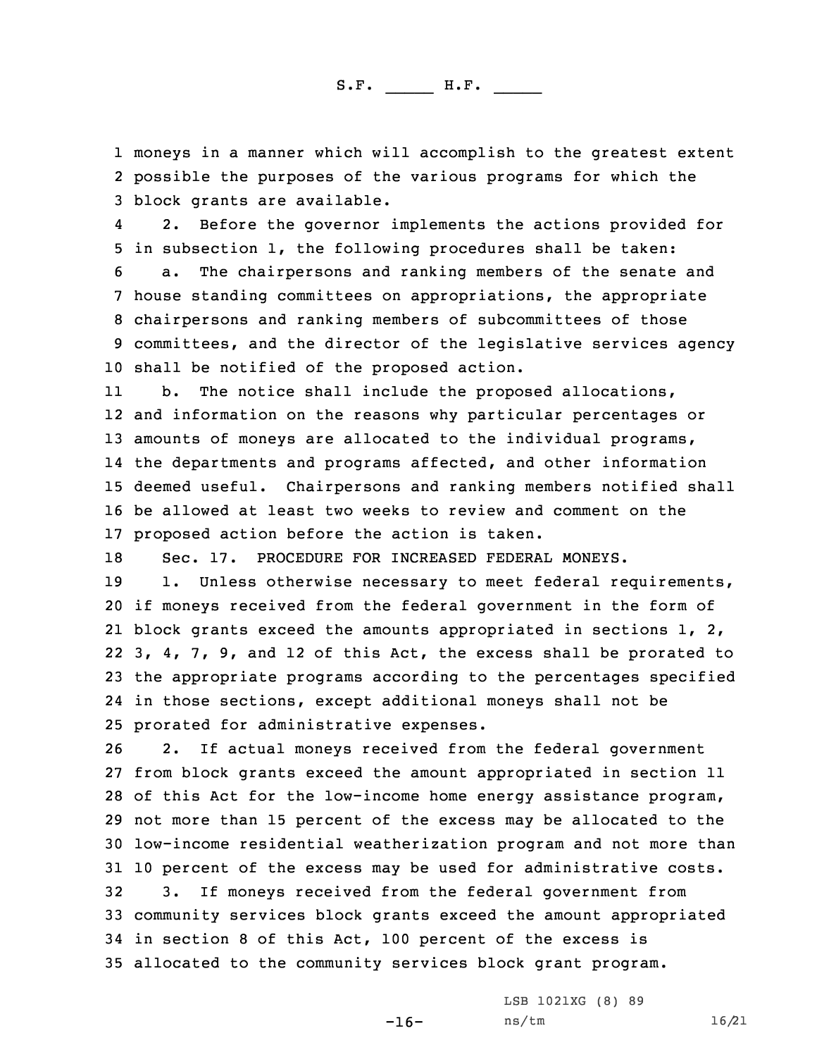moneys in a manner which will accomplish to the greatest extent possible the purposes of the various programs for which the block grants are available.

2. Before the governor implements the actions provided for in subsection 1, the following procedures shall be taken:

a. The chairpersons and ranking members of the senate and house standing committees on appropriations, the appropriate chairpersons and ranking members of subcommittees of those committees, and the director of the legislative services agency shall be notified of the proposed action.

b. The notice shall include the proposed allocations, and information on the reasons why particular percentages or amounts of moneys are allocated to the individual programs, the departments and programs affected, and other information deemed useful. Chairpersons and ranking members notified shall be allowed at least two weeks to review and comment on the proposed action before the action is taken.

Sec. 17. PROCEDURE FOR INCREASED FEDERAL MONEYS.

1. Unless otherwise necessary to meet federal requirements, if moneys received from the federal government in the form of block grants exceed the amounts appropriated in sections 1, 2, 3, 4, 7, 9, and 12 of this Act, the excess shall be prorated to the appropriate programs according to the percentages specified in those sections, except additional moneys shall not be prorated for administrative expenses.

2. If actual moneys received from the federal government from block grants exceed the amount appropriated in section 11 of this Act for the low-income home energy assistance program, not more than 15 percent of the excess may be allocated to the low-income residential weatherization program and not more than 10 percent of the excess may be used for administrative costs.

3. If moneys received from the federal government from community services block grants exceed the amount appropriated in section 8 of this Act, 100 percent of the excess is allocated to the community services block grant program.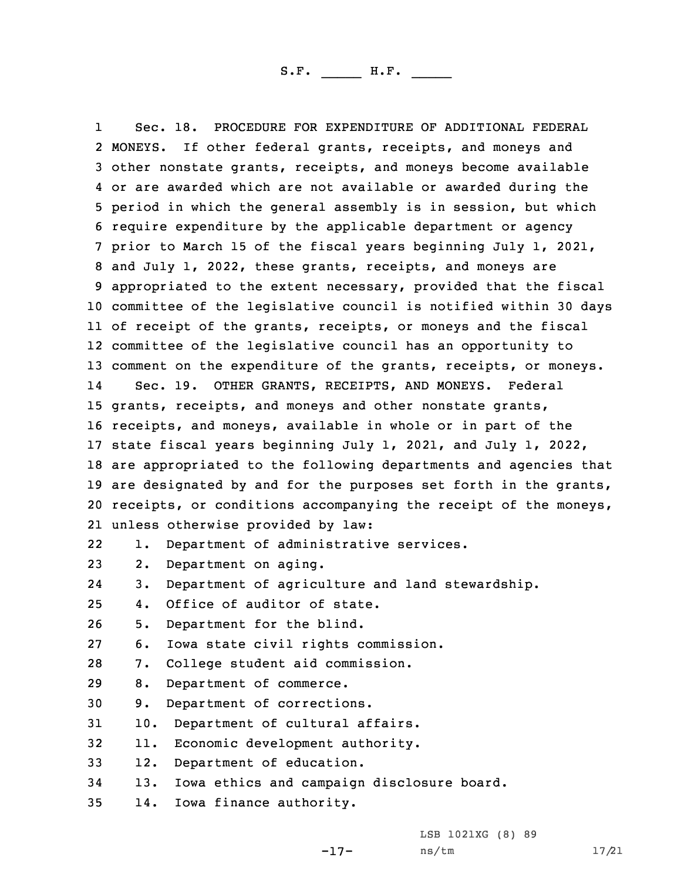Sec. 18. PROCEDURE FOR EXPENDITURE OF ADDITIONAL FEDERAL MONEYS. If other federal grants, receipts, and moneys and other nonstate grants, receipts, and moneys become available or are awarded which are not available or awarded during the period in which the general assembly is in session, but which require expenditure by the applicable department or agency prior to March 15 of the fiscal years beginning July 1, 2021, and July 1, 2022, these grants, receipts, and moneys are appropriated to the extent necessary, provided that the fiscal committee of the legislative council is notified within 30 days of receipt of the grants, receipts, or moneys and the fiscal committee of the legislative council has an opportunity to comment on the expenditure of the grants, receipts, or moneys.

Sec. 19. OTHER GRANTS, RECEIPTS, AND MONEYS. Federal grants, receipts, and moneys and other nonstate grants, receipts, and moneys, available in whole or in part of the state fiscal years beginning July 1, 2021, and July 1, 2022, are appropriated to the following departments and agencies that are designated by and for the purposes set forth in the grants, receipts, or conditions accompanying the receipt of the moneys, unless otherwise provided by law:

1. Department of administrative services.
2. Department on aging.
3. Department of agriculture and land stewardship.
4. Office of auditor of state.
5. Department for the blind.
6. Iowa state civil rights commission.
7. College student aid commission.
8. Department of commerce.
9. Department of corrections.
10. Department of cultural affairs.
11. Economic development authority.
12. Department of education.
13. Iowa ethics and campaign disclosure board.
14. Iowa finance authority.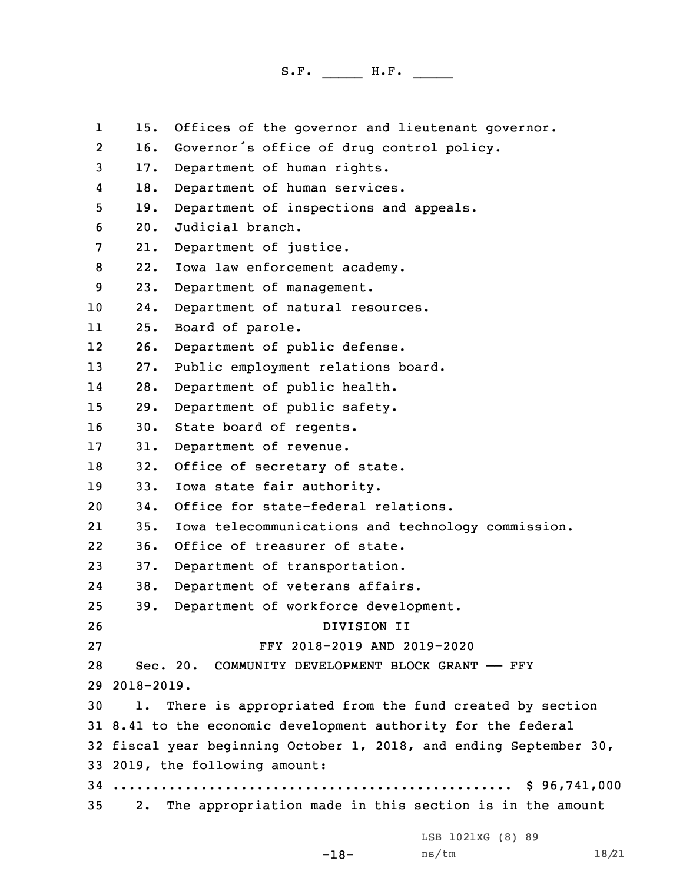15. Offices of the governor and lieutenant governor.

16. Governor's office of drug control policy.

17. Department of human rights.

18. Department of human services.

19. Department of inspections and appeals.

20. Judicial branch.

21. Department of justice.

22. Iowa law enforcement academy.

23. Department of management.

24. Department of natural resources.

25. Board of parole.

26. Department of public defense.

27. Public employment relations board.

28. Department of public health.

29. Department of public safety.

30. State board of regents.

31. Department of revenue.

32. Office of secretary of state.

33. Iowa state fair authority.

34. Office for state-federal relations.

35. Iowa telecommunications and technology commission.

36. Office of treasurer of state.

37. Department of transportation.

38. Department of veterans affairs.

39. Department of workforce development.

DIVISION II

FFY 2018-2019 AND 2019-2020

Sec. 20. COMMUNITY DEVELOPMENT BLOCK GRANT —— FFY 2018-2019.

1. There is appropriated from the fund created by section 8.41 to the economic development authority for the federal fiscal year beginning October 1, 2018, and ending September 30, 2019, the following amount:

.................................................. $ 96,741,000

2. The appropriation made in this section is in the amount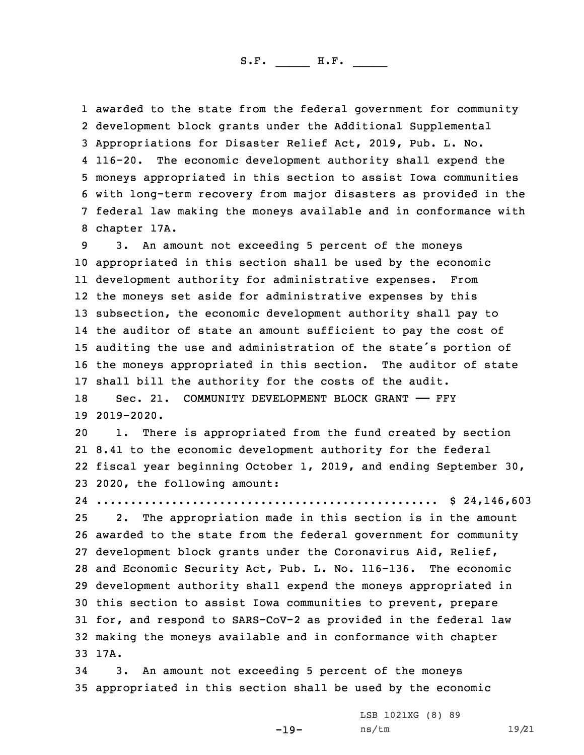awarded to the state from the federal government for community development block grants under the Additional Supplemental Appropriations for Disaster Relief Act, 2019, Pub. L. No. 116-20. The economic development authority shall expend the moneys appropriated in this section to assist Iowa communities with long-term recovery from major disasters as provided in the federal law making the moneys available and in conformance with chapter 17A.

3. An amount not exceeding 5 percent of the moneys appropriated in this section shall be used by the economic development authority for administrative expenses. From the moneys set aside for administrative expenses by this subsection, the economic development authority shall pay to the auditor of state an amount sufficient to pay the cost of auditing the use and administration of the state's portion of the moneys appropriated in this section. The auditor of state shall bill the authority for the costs of the audit.

Sec. 21. COMMUNITY DEVELOPMENT BLOCK GRANT —— FFY 2019-2020.

1. There is appropriated from the fund created by section 8.41 to the economic development authority for the federal fiscal year beginning October 1, 2019, and ending September 30, 2020, the following amount:

.................................................. $ 24,146,603

2. The appropriation made in this section is in the amount awarded to the state from the federal government for community development block grants under the Coronavirus Aid, Relief, and Economic Security Act, Pub. L. No. 116-136. The economic development authority shall expend the moneys appropriated in this section to assist Iowa communities to prevent, prepare for, and respond to SARS-CoV-2 as provided in the federal law making the moneys available and in conformance with chapter 17A.

3. An amount not exceeding 5 percent of the moneys appropriated in this section shall be used by the economic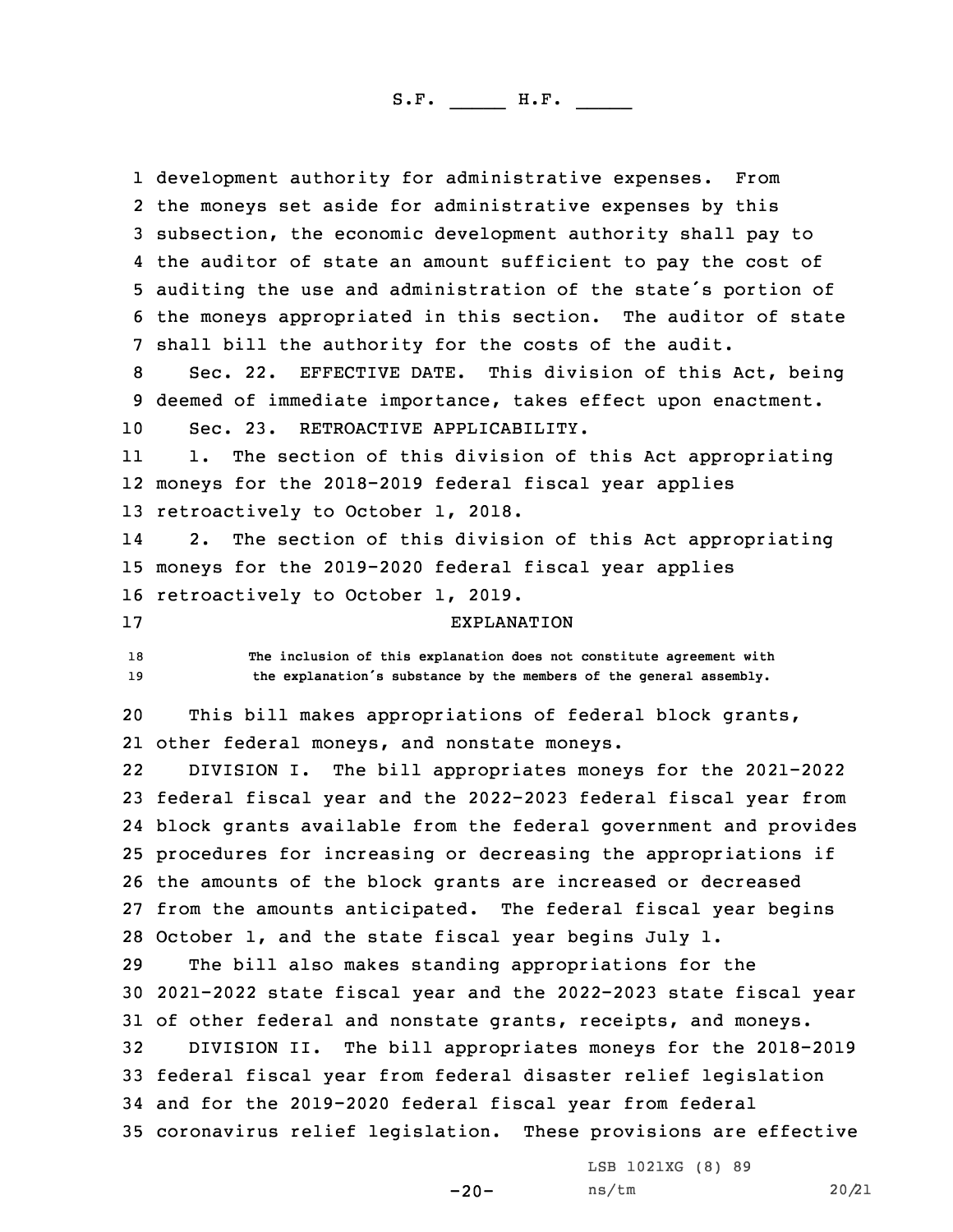development authority for administrative expenses. From the moneys set aside for administrative expenses by this subsection, the economic development authority shall pay to the auditor of state an amount sufficient to pay the cost of auditing the use and administration of the state's portion of the moneys appropriated in this section. The auditor of state shall bill the authority for the costs of the audit.

Sec. 22. EFFECTIVE DATE. This division of this Act, being deemed of immediate importance, takes effect upon enactment.

Sec. 23. RETROACTIVE APPLICABILITY.

1. The section of this division of this Act appropriating moneys for the 2018-2019 federal fiscal year applies retroactively to October 1, 2018.

2. The section of this division of this Act appropriating moneys for the 2019-2020 federal fiscal year applies retroactively to October 1, 2019.

EXPLANATION

The inclusion of this explanation does not constitute agreement with the explanation's substance by the members of the general assembly.

This bill makes appropriations of federal block grants, other federal moneys, and nonstate moneys.

DIVISION I. The bill appropriates moneys for the 2021-2022 federal fiscal year and the 2022-2023 federal fiscal year from block grants available from the federal government and provides procedures for increasing or decreasing the appropriations if the amounts of the block grants are increased or decreased from the amounts anticipated. The federal fiscal year begins October 1, and the state fiscal year begins July 1.

The bill also makes standing appropriations for the 2021-2022 state fiscal year and the 2022-2023 state fiscal year of other federal and nonstate grants, receipts, and moneys.

DIVISION II. The bill appropriates moneys for the 2018-2019 federal fiscal year from federal disaster relief legislation and for the 2019-2020 federal fiscal year from federal coronavirus relief legislation. These provisions are effective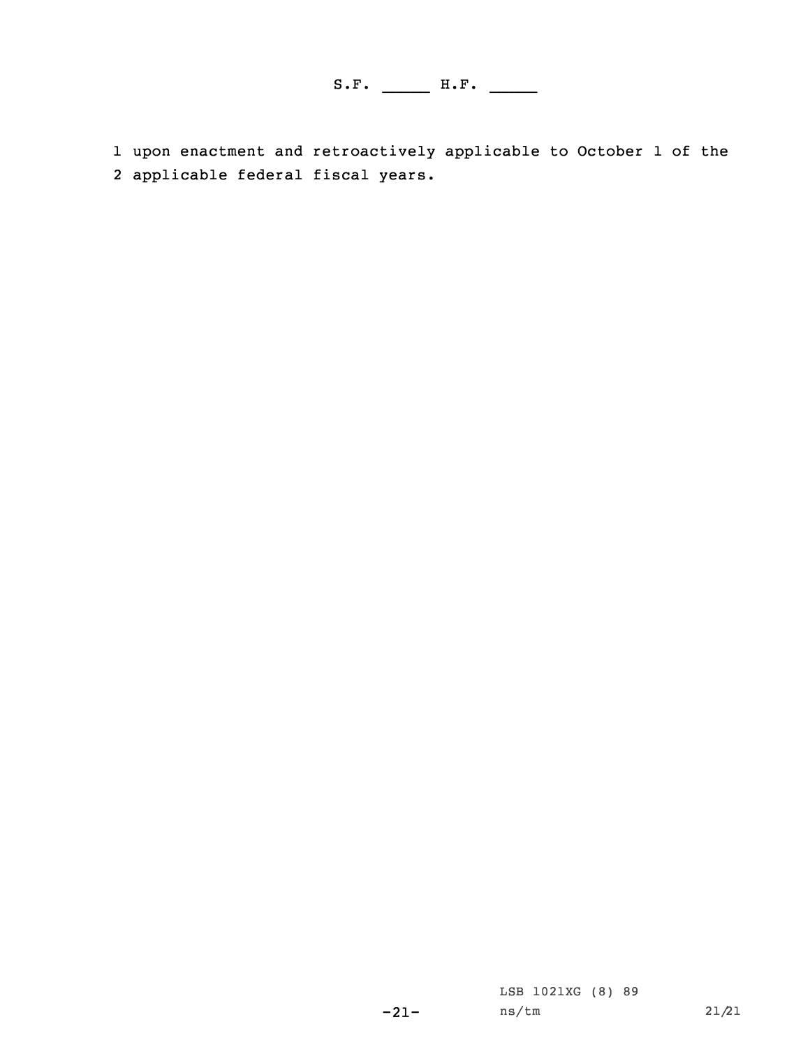upon enactment and retroactively applicable to October 1 of the applicable federal fiscal years.